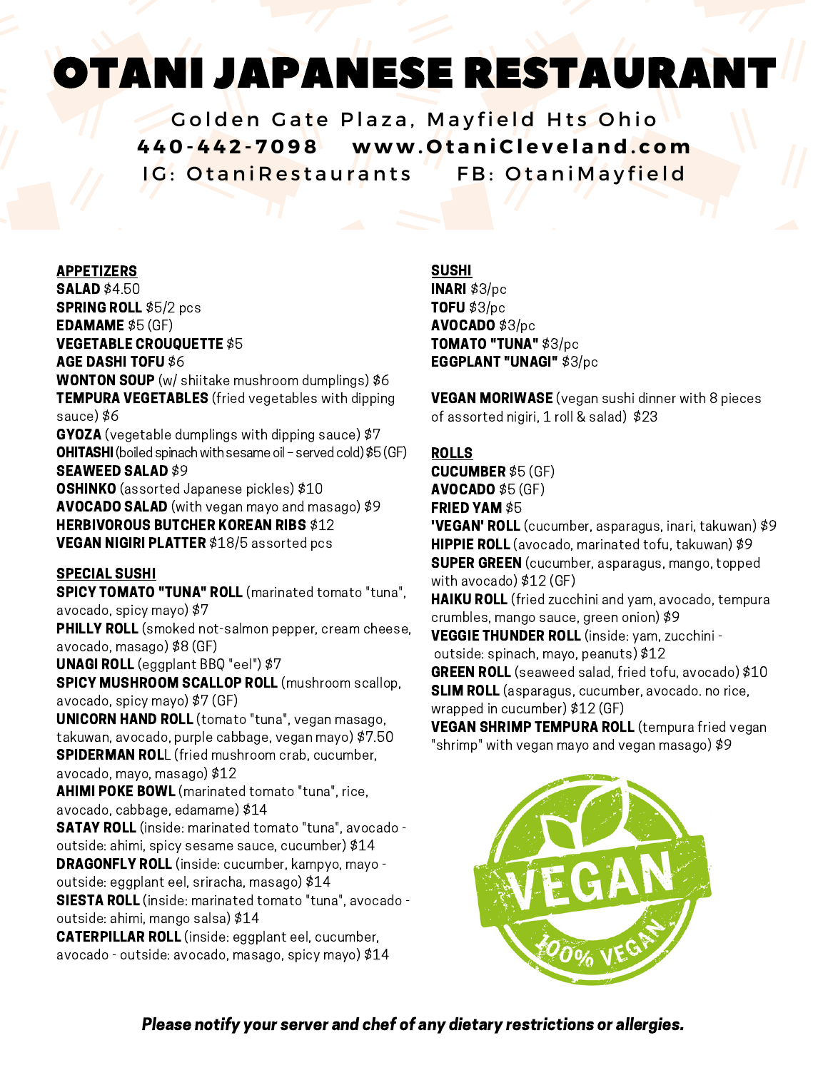# OTANI JAPANESE RESTAURANT

Golden Gate Plaza, Mayfield Hts Ohio

**440-442-7098 www.OtaniCleveland.com**

IG: OtaniRestaurants FB: OtaniMayfield

## APPETIZERS

**SALAD** $4.50

**SPRING ROLL** $5/2 pcs

**EDAMAME** $5 (GF)

**VEGETABLE CROUQUETTE** $5

**AGE DASHI TOFU** $6

**WONTON SOUP** (w/ shiitake mushroom dumplings) $6

**TEMPURA VEGETABLES** (fried vegetables with dipping sauce) $6

**GYOZA** (vegetable dumplings with dipping sauce) $7

**OHITASHI** (boiled spinach with sesame oil – served cold) $5 (GF)

**SEAWEED SALAD** $9

**OSHINKO** (assorted Japanese pickles) $10

**AVOCADO SALAD** (with vegan mayo and masago) $9

**HERBIVOROUS BUTCHER KOREAN RIBS** $12

**VEGAN NIGIRI PLATTER** $18/5 assorted pcs

## SPECIAL SUSHI

**SPICY TOMATO "TUNA" ROLL** (marinated tomato "tuna", avocado, spicy mayo) $7

**PHILLY ROLL** (smoked not-salmon pepper, cream cheese, avocado, masago) $8 (GF)

**UNAGI ROLL** (eggplant BBQ "eel") $7

**SPICY MUSHROOM SCALLOP ROLL** (mushroom scallop, avocado, spicy mayo) $7 (GF)

**UNICORN HAND ROLL** (tomato "tuna", vegan masago, takuwan, avocado, purple cabbage, vegan mayo) $7.50

**SPIDERMAN ROL**L (fried mushroom crab, cucumber, avocado, mayo, masago) $12

**AHIMI POKE BOWL** (marinated tomato "tuna", rice, avocado, cabbage, edamame) $14

**SATAY ROLL** (inside: marinated tomato "tuna", avocado - outside: ahimi, spicy sesame sauce, cucumber) $14

**DRAGONFLY ROLL** (inside: cucumber, kampyo, mayo - outside: eggplant eel, sriracha, masago) $14

**SIESTA ROLL** (inside: marinated tomato "tuna", avocado - outside: ahimi, mango salsa) $14

**CATERPILLAR ROLL** (inside: eggplant eel, cucumber, avocado - outside: avocado, masago, spicy mayo) $14

## SUSHI

**INARI** $3/pc

**TOFU** $3/pc

**AVOCADO** $3/pc

**TOMATO "TUNA"** $3/pc

**EGGPLANT "UNAGI"** $3/pc

**VEGAN MORIWASE** (vegan sushi dinner with 8 pieces of assorted nigiri, 1 roll & salad) $23

## ROLLS

**CUCUMBER** $5 (GF)

**AVOCADO** $5 (GF)

**FRIED YAM** $5

**'VEGAN' ROLL** (cucumber, asparagus, inari, takuwan) $9

**HIPPIE ROLL** (avocado, marinated tofu, takuwan) $9

**SUPER GREEN** (cucumber, asparagus, mango, topped with avocado) $12 (GF)

**HAIKU ROLL** (fried zucchini and yam, avocado, tempura crumbles, mango sauce, green onion) $9

**VEGGIE THUNDER ROLL** (inside: yam, zucchini - outside: spinach, mayo, peanuts) $12

**GREEN ROLL** (seaweed salad, fried tofu, avocado) $10

**SLIM ROLL** (asparagus, cucumber, avocado. no rice, wrapped in cucumber) $12 (GF)

**VEGAN SHRIMP TEMPURA ROLL** (tempura fried vegan "shrimp" with vegan mayo and vegan masago) $9

VEGAN 100% VEGAN

***Please notify your server and chef of any dietary restrictions or allergies.***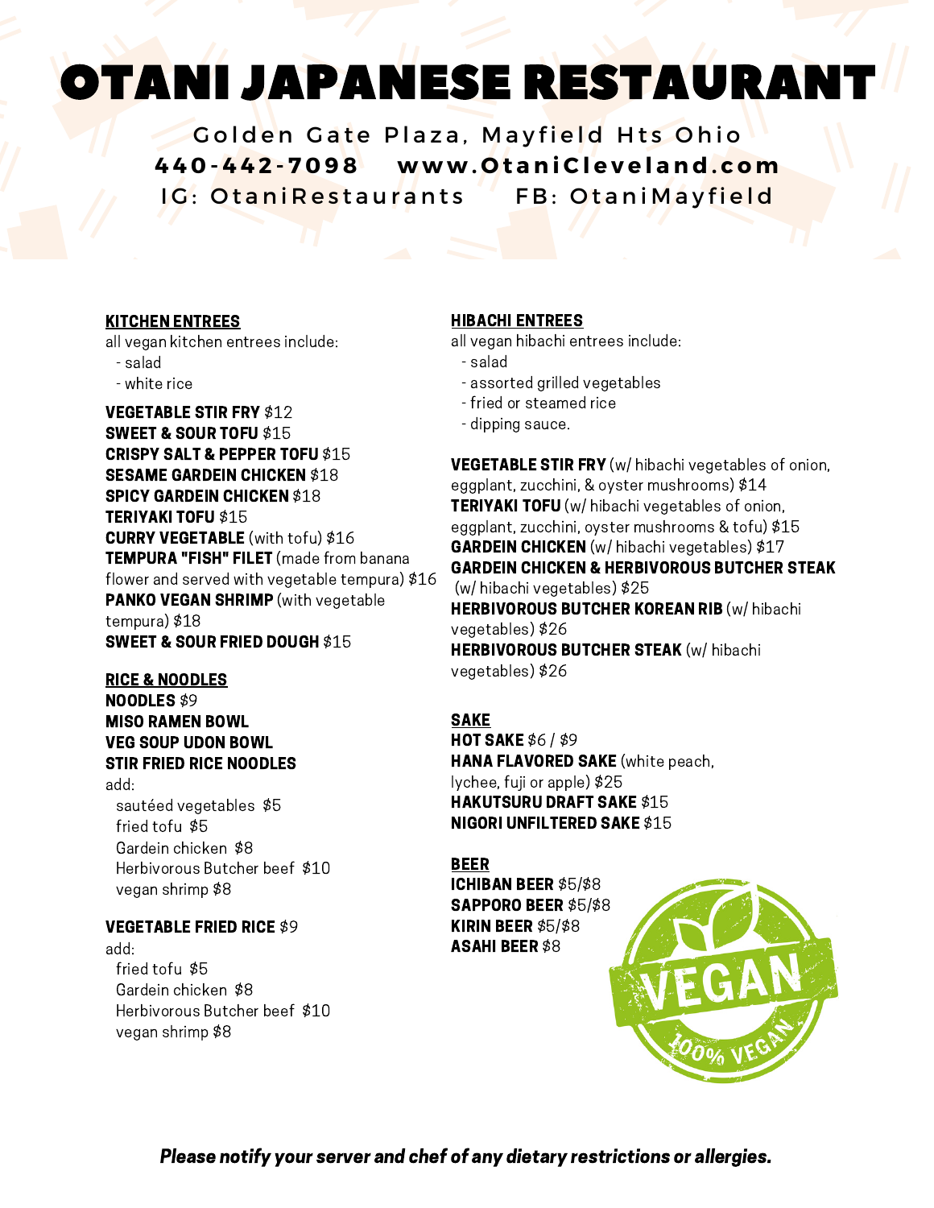# OTANI JAPANESE RESTAURANT

Golden Gate Plaza, Mayfield Hts Ohio

**440-442-7098   www.OtaniCleveland.com**

IG: OtaniRestaurants   FB: OtaniMayfield

## KITCHEN ENTREES

all vegan kitchen entrees include:
- salad
- white rice

**VEGETABLE STIR FRY** $12
**SWEET & SOUR TOFU** $15
**CRISPY SALT & PEPPER TOFU** $15
**SESAME GARDEIN CHICKEN** $18
**SPICY GARDEIN CHICKEN** $18
**TERIYAKI TOFU** $15
**CURRY VEGETABLE** (with tofu) $16
**TEMPURA "FISH" FILET** (made from banana flower and served with vegetable tempura) $16
**PANKO VEGAN SHRIMP** (with vegetable tempura) $18
**SWEET & SOUR FRIED DOUGH** $15

## RICE & NOODLES

**NOODLES** $9
**MISO RAMEN BOWL**
**VEG SOUP UDON BOWL**
**STIR FRIED RICE NOODLES**

add:
- sautéed vegetables $5
- fried tofu $5
- Gardein chicken $8
- Herbivorous Butcher beef $10
- vegan shrimp $8

**VEGETABLE FRIED RICE** $9

add:
- fried tofu $5
- Gardein chicken $8
- Herbivorous Butcher beef $10
- vegan shrimp $8

## HIBACHI ENTREES

all vegan hibachi entrees include:
- salad
- assorted grilled vegetables
- fried or steamed rice
- dipping sauce.

**VEGETABLE STIR FRY** (w/ hibachi vegetables of onion, eggplant, zucchini, & oyster mushrooms) $14
**TERIYAKI TOFU** (w/ hibachi vegetables of onion, eggplant, zucchini, oyster mushrooms & tofu) $15
**GARDEIN CHICKEN** (w/ hibachi vegetables) $17
**GARDEIN CHICKEN & HERBIVOROUS BUTCHER STEAK** (w/ hibachi vegetables) $25
**HERBIVOROUS BUTCHER KOREAN RIB** (w/ hibachi vegetables) $26
**HERBIVOROUS BUTCHER STEAK** (w/ hibachi vegetables) $26

## SAKE

**HOT SAKE** $6 / $9
**HANA FLAVORED SAKE** (white peach, lychee, fuji or apple) $25
**HAKUTSURU DRAFT SAKE** $15
**NIGORI UNFILTERED SAKE** $15

## BEER

**ICHIBAN BEER** $5/$8
**SAPPORO BEER** $5/$8
**KIRIN BEER** $5/$8
**ASAHI BEER** $8

VEGAN
100% VEGAN

***Please notify your server and chef of any dietary restrictions or allergies.***